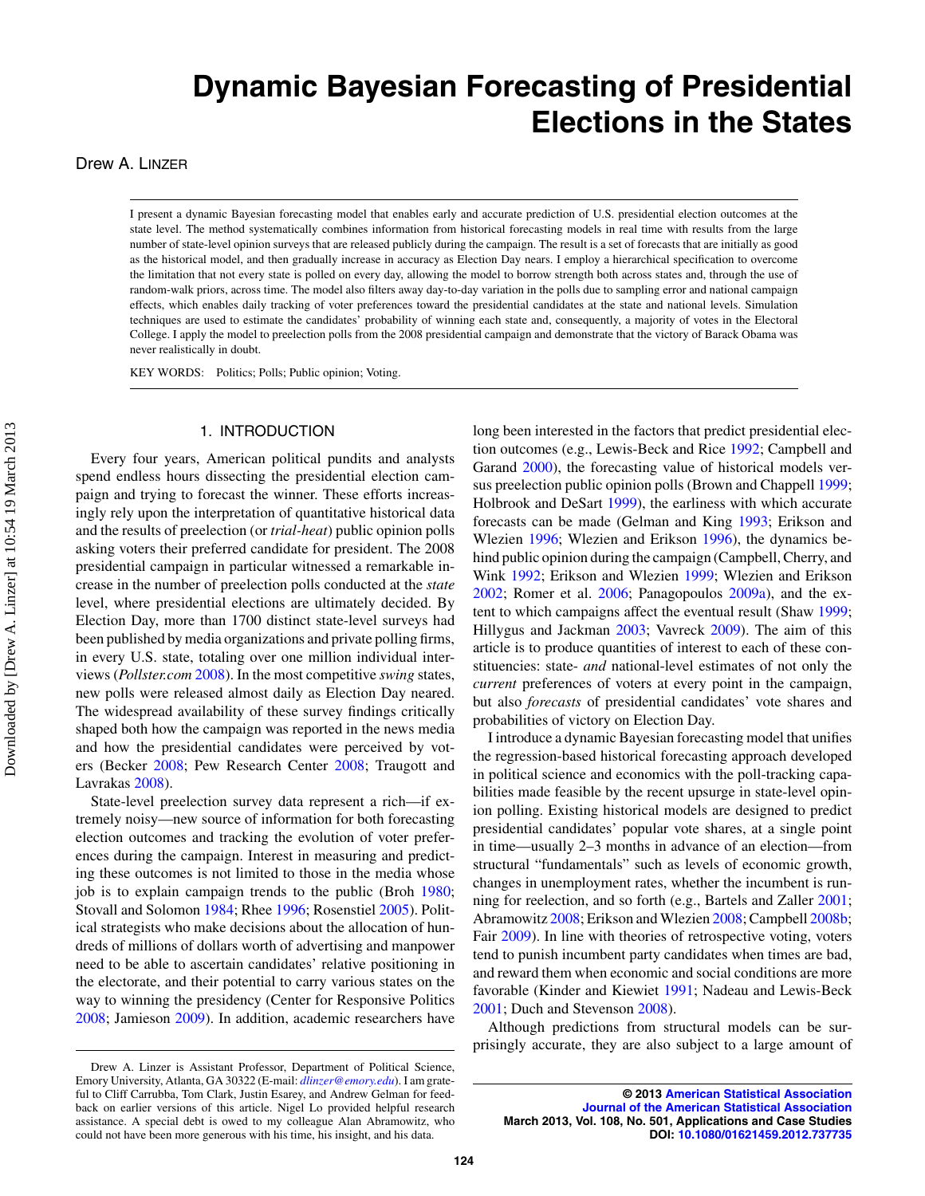# Dynamic Bayesian Forecasting of Presidential Elections in the States

Drew A. LINZER

I present a dynamic Bayesian forecasting model that enables early and accurate prediction of U.S. presidential election outcomes at the state level. The method systematically combines information from historical forecasting models in real time with results from the large number of state-level opinion surveys that are released publicly during the campaign. The result is a set of forecasts that are initially as good as the historical model, and then gradually increase in accuracy as Election Day nears. I employ a hierarchical specification to overcome the limitation that not every state is polled on every day, allowing the model to borrow strength both across states and, through the use of random-walk priors, across time. The model also filters away day-to-day variation in the polls due to sampling error and national campaign effects, which enables daily tracking of voter preferences toward the presidential candidates at the state and national levels. Simulation techniques are used to estimate the candidates' probability of winning each state and, consequently, a majority of votes in the Electoral College. I apply the model to preelection polls from the 2008 presidential campaign and demonstrate that the victory of Barack Obama was never realistically in doubt.

KEY WORDS: Politics; Polls; Public opinion; Voting.

## 1. INTRODUCTION

Every four years, American political pundits and analysts spend endless hours dissecting the presidential election campaign and trying to forecast the winner. These efforts increasingly rely upon the interpretation of quantitative historical data and the results of preelection (or *trial-heat*) public opinion polls asking voters their preferred candidate for president. The 2008 presidential campaign in particular witnessed a remarkable increase in the number of preelection polls conducted at the *state* level, where presidential elections are ultimately decided. By Election Day, more than 1700 distinct state-level surveys had been published by media organizations and private polling firms, in every U.S. state, totaling over one million individual interviews (*Pollster.com* 2008). In the most competitive *swing* states, new polls were released almost daily as Election Day neared. The widespread availability of these survey findings critically shaped both how the campaign was reported in the news media and how the presidential candidates were perceived by voters (Becker 2008; Pew Research Center 2008; Traugott and Lavrakas 2008).

State-level preelection survey data represent a rich—if extremely noisy—new source of information for both forecasting election outcomes and tracking the evolution of voter preferences during the campaign. Interest in measuring and predicting these outcomes is not limited to those in the media whose job is to explain campaign trends to the public (Broh 1980; Stovall and Solomon 1984; Rhee 1996; Rosenstiel 2005). Political strategists who make decisions about the allocation of hundreds of millions of dollars worth of advertising and manpower need to be able to ascertain candidates' relative positioning in the electorate, and their potential to carry various states on the way to winning the presidency (Center for Responsive Politics 2008; Jamieson 2009). In addition, academic researchers have long been interested in the factors that predict presidential election outcomes (e.g., Lewis-Beck and Rice 1992; Campbell and Garand 2000), the forecasting value of historical models versus preelection public opinion polls (Brown and Chappell 1999; Holbrook and DeSart 1999), the earliness with which accurate forecasts can be made (Gelman and King 1993; Erikson and Wlezien 1996; Wlezien and Erikson 1996), the dynamics behind public opinion during the campaign (Campbell, Cherry, and Wink 1992; Erikson and Wlezien 1999; Wlezien and Erikson 2002; Romer et al. 2006; Panagopoulos 2009a), and the extent to which campaigns affect the eventual result (Shaw 1999; Hillygus and Jackman 2003; Vavreck 2009). The aim of this article is to produce quantities of interest to each of these constituencies: state- *and* national-level estimates of not only the *current* preferences of voters at every point in the campaign, but also *forecasts* of presidential candidates' vote shares and probabilities of victory on Election Day.

I introduce a dynamic Bayesian forecasting model that unifies the regression-based historical forecasting approach developed in political science and economics with the poll-tracking capabilities made feasible by the recent upsurge in state-level opinion polling. Existing historical models are designed to predict presidential candidates' popular vote shares, at a single point in time—usually 2–3 months in advance of an election—from structural "fundamentals" such as levels of economic growth, changes in unemployment rates, whether the incumbent is running for reelection, and so forth (e.g., Bartels and Zaller 2001; Abramowitz 2008; Erikson and Wlezien 2008; Campbell 2008b; Fair 2009). In line with theories of retrospective voting, voters tend to punish incumbent party candidates when times are bad, and reward them when economic and social conditions are more favorable (Kinder and Kiewiet 1991; Nadeau and Lewis-Beck 2001; Duch and Stevenson 2008).

Although predictions from structural models can be surprisingly accurate, they are also subject to a large amount of

Drew A. Linzer is Assistant Professor, Department of Political Science, Emory University, Atlanta, GA 30322 (E-mail: *dlinzer@emory.edu*). I am grateful to Cliff Carrubba, Tom Clark, Justin Esarey, and Andrew Gelman for feedback on earlier versions of this article. Nigel Lo provided helpful research assistance. A special debt is owed to my colleague Alan Abramowitz, who could not have been more generous with his time, his insight, and his data.

© 2013 American Statistical Association
Journal of the American Statistical Association
March 2013, Vol. 108, No. 501, Applications and Case Studies
DOI: 10.1080/01621459.2012.737735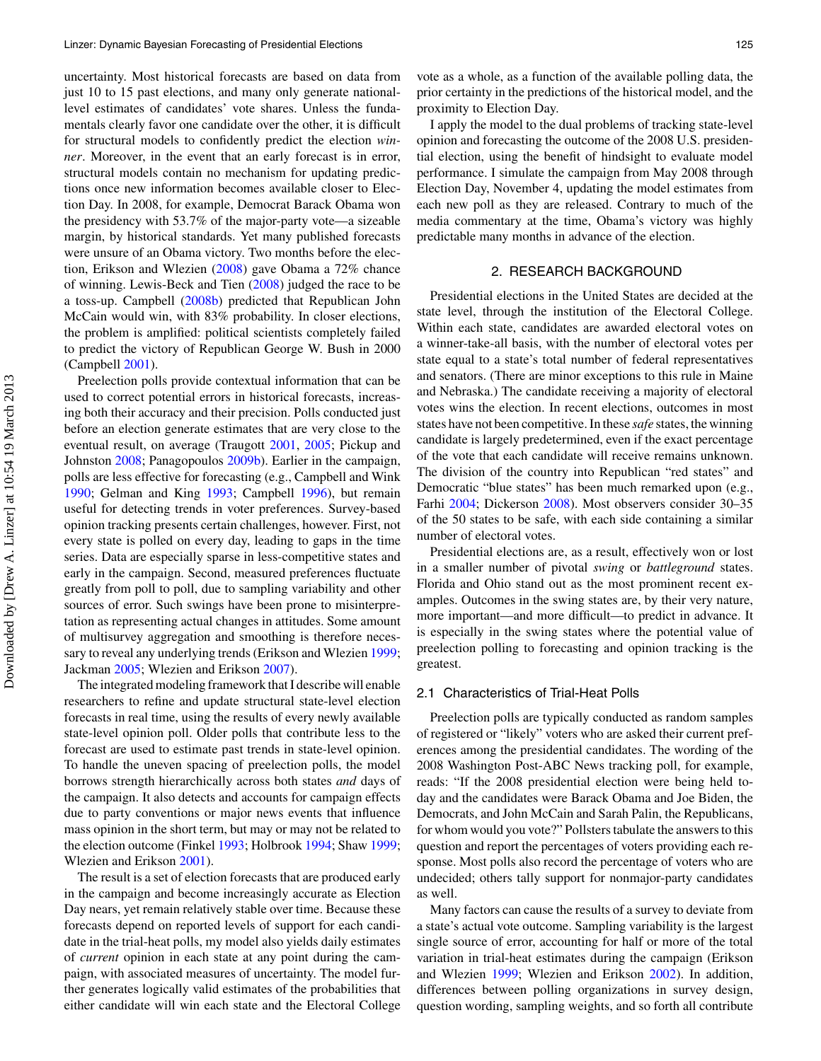uncertainty. Most historical forecasts are based on data from just 10 to 15 past elections, and many only generate national-level estimates of candidates' vote shares. Unless the fundamentals clearly favor one candidate over the other, it is difficult for structural models to confidently predict the election *winner*. Moreover, in the event that an early forecast is in error, structural models contain no mechanism for updating predictions once new information becomes available closer to Election Day. In 2008, for example, Democrat Barack Obama won the presidency with 53.7% of the major-party vote—a sizeable margin, by historical standards. Yet many published forecasts were unsure of an Obama victory. Two months before the election, Erikson and Wlezien (2008) gave Obama a 72% chance of winning. Lewis-Beck and Tien (2008) judged the race to be a toss-up. Campbell (2008b) predicted that Republican John McCain would win, with 83% probability. In closer elections, the problem is amplified: political scientists completely failed to predict the victory of Republican George W. Bush in 2000 (Campbell 2001).

Preelection polls provide contextual information that can be used to correct potential errors in historical forecasts, increasing both their accuracy and their precision. Polls conducted just before an election generate estimates that are very close to the eventual result, on average (Traugott 2001, 2005; Pickup and Johnston 2008; Panagopoulos 2009b). Earlier in the campaign, polls are less effective for forecasting (e.g., Campbell and Wink 1990; Gelman and King 1993; Campbell 1996), but remain useful for detecting trends in voter preferences. Survey-based opinion tracking presents certain challenges, however. First, not every state is polled on every day, leading to gaps in the time series. Data are especially sparse in less-competitive states and early in the campaign. Second, measured preferences fluctuate greatly from poll to poll, due to sampling variability and other sources of error. Such swings have been prone to misinterpretation as representing actual changes in attitudes. Some amount of multisurvey aggregation and smoothing is therefore necessary to reveal any underlying trends (Erikson and Wlezien 1999; Jackman 2005; Wlezien and Erikson 2007).

The integrated modeling framework that I describe will enable researchers to refine and update structural state-level election forecasts in real time, using the results of every newly available state-level opinion poll. Older polls that contribute less to the forecast are used to estimate past trends in state-level opinion. To handle the uneven spacing of preelection polls, the model borrows strength hierarchically across both states *and* days of the campaign. It also detects and accounts for campaign effects due to party conventions or major news events that influence mass opinion in the short term, but may or may not be related to the election outcome (Finkel 1993; Holbrook 1994; Shaw 1999; Wlezien and Erikson 2001).

The result is a set of election forecasts that are produced early in the campaign and become increasingly accurate as Election Day nears, yet remain relatively stable over time. Because these forecasts depend on reported levels of support for each candidate in the trial-heat polls, my model also yields daily estimates of *current* opinion in each state at any point during the campaign, with associated measures of uncertainty. The model further generates logically valid estimates of the probabilities that either candidate will win each state and the Electoral College vote as a whole, as a function of the available polling data, the prior certainty in the predictions of the historical model, and the proximity to Election Day.

I apply the model to the dual problems of tracking state-level opinion and forecasting the outcome of the 2008 U.S. presidential election, using the benefit of hindsight to evaluate model performance. I simulate the campaign from May 2008 through Election Day, November 4, updating the model estimates from each new poll as they are released. Contrary to much of the media commentary at the time, Obama's victory was highly predictable many months in advance of the election.

## 2. RESEARCH BACKGROUND

Presidential elections in the United States are decided at the state level, through the institution of the Electoral College. Within each state, candidates are awarded electoral votes on a winner-take-all basis, with the number of electoral votes per state equal to a state's total number of federal representatives and senators. (There are minor exceptions to this rule in Maine and Nebraska.) The candidate receiving a majority of electoral votes wins the election. In recent elections, outcomes in most states have not been competitive. In these *safe* states, the winning candidate is largely predetermined, even if the exact percentage of the vote that each candidate will receive remains unknown. The division of the country into Republican "red states" and Democratic "blue states" has been much remarked upon (e.g., Farhi 2004; Dickerson 2008). Most observers consider 30–35 of the 50 states to be safe, with each side containing a similar number of electoral votes.

Presidential elections are, as a result, effectively won or lost in a smaller number of pivotal *swing* or *battleground* states. Florida and Ohio stand out as the most prominent recent examples. Outcomes in the swing states are, by their very nature, more important—and more difficult—to predict in advance. It is especially in the swing states where the potential value of preelection polling to forecasting and opinion tracking is the greatest.

### 2.1 Characteristics of Trial-Heat Polls

Preelection polls are typically conducted as random samples of registered or "likely" voters who are asked their current preferences among the presidential candidates. The wording of the 2008 Washington Post-ABC News tracking poll, for example, reads: "If the 2008 presidential election were being held today and the candidates were Barack Obama and Joe Biden, the Democrats, and John McCain and Sarah Palin, the Republicans, for whom would you vote?" Pollsters tabulate the answers to this question and report the percentages of voters providing each response. Most polls also record the percentage of voters who are undecided; others tally support for nonmajor-party candidates as well.

Many factors can cause the results of a survey to deviate from a state's actual vote outcome. Sampling variability is the largest single source of error, accounting for half or more of the total variation in trial-heat estimates during the campaign (Erikson and Wlezien 1999; Wlezien and Erikson 2002). In addition, differences between polling organizations in survey design, question wording, sampling weights, and so forth all contribute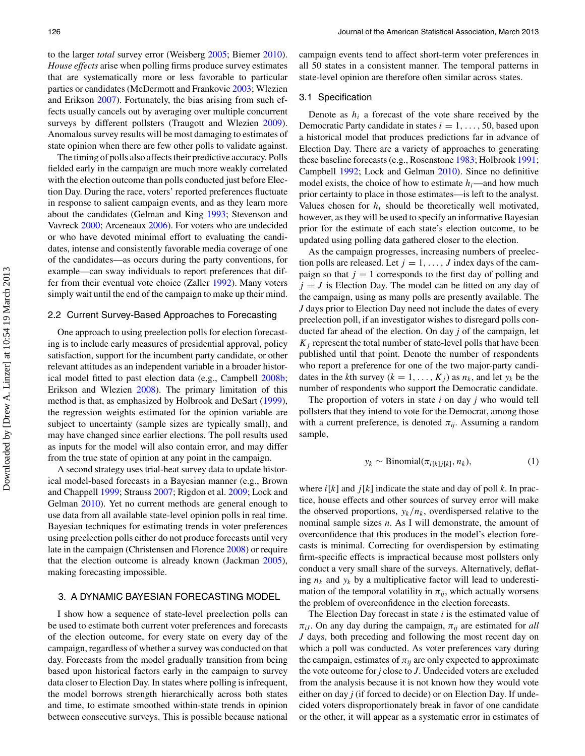to the larger *total* survey error (Weisberg 2005; Biemer 2010). *House effects* arise when polling firms produce survey estimates that are systematically more or less favorable to particular parties or candidates (McDermott and Frankovic 2003; Wlezien and Erikson 2007). Fortunately, the bias arising from such effects usually cancels out by averaging over multiple concurrent surveys by different pollsters (Traugott and Wlezien 2009). Anomalous survey results will be most damaging to estimates of state opinion when there are few other polls to validate against.

The timing of polls also affects their predictive accuracy. Polls fielded early in the campaign are much more weakly correlated with the election outcome than polls conducted just before Election Day. During the race, voters' reported preferences fluctuate in response to salient campaign events, and as they learn more about the candidates (Gelman and King 1993; Stevenson and Vavreck 2000; Arceneaux 2006). For voters who are undecided or who have devoted minimal effort to evaluating the candidates, intense and consistently favorable media coverage of one of the candidates—as occurs during the party conventions, for example—can sway individuals to report preferences that differ from their eventual vote choice (Zaller 1992). Many voters simply wait until the end of the campaign to make up their mind.

## 2.2 Current Survey-Based Approaches to Forecasting

One approach to using preelection polls for election forecasting is to include early measures of presidential approval, policy satisfaction, support for the incumbent party candidate, or other relevant attitudes as an independent variable in a broader historical model fitted to past election data (e.g., Campbell 2008b; Erikson and Wlezien 2008). The primary limitation of this method is that, as emphasized by Holbrook and DeSart (1999), the regression weights estimated for the opinion variable are subject to uncertainty (sample sizes are typically small), and may have changed since earlier elections. The poll results used as inputs for the model will also contain error, and may differ from the true state of opinion at any point in the campaign.

A second strategy uses trial-heat survey data to update historical model-based forecasts in a Bayesian manner (e.g., Brown and Chappell 1999; Strauss 2007; Rigdon et al. 2009; Lock and Gelman 2010). Yet no current methods are general enough to use data from all available state-level opinion polls in real time. Bayesian techniques for estimating trends in voter preferences using preelection polls either do not produce forecasts until very late in the campaign (Christensen and Florence 2008) or require that the election outcome is already known (Jackman 2005), making forecasting impossible.

# 3. A DYNAMIC BAYESIAN FORECASTING MODEL

I show how a sequence of state-level preelection polls can be used to estimate both current voter preferences and forecasts of the election outcome, for every state on every day of the campaign, regardless of whether a survey was conducted on that day. Forecasts from the model gradually transition from being based upon historical factors early in the campaign to survey data closer to Election Day. In states where polling is infrequent, the model borrows strength hierarchically across both states and time, to estimate smoothed within-state trends in opinion between consecutive surveys. This is possible because national campaign events tend to affect short-term voter preferences in all 50 states in a consistent manner. The temporal patterns in state-level opinion are therefore often similar across states.

## 3.1 Specification

Denote as $h_i$ a forecast of the vote share received by the Democratic Party candidate in states $i = 1, \ldots, 50$, based upon a historical model that produces predictions far in advance of Election Day. There are a variety of approaches to generating these baseline forecasts (e.g., Rosenstone 1983; Holbrook 1991; Campbell 1992; Lock and Gelman 2010). Since no definitive model exists, the choice of how to estimate $h_i$—and how much prior certainty to place in those estimates—is left to the analyst. Values chosen for $h_i$ should be theoretically well motivated, however, as they will be used to specify an informative Bayesian prior for the estimate of each state's election outcome, to be updated using polling data gathered closer to the election.

As the campaign progresses, increasing numbers of preelection polls are released. Let $j = 1, \ldots, J$ index days of the campaign so that $j = 1$ corresponds to the first day of polling and $j = J$ is Election Day. The model can be fitted on any day of the campaign, using as many polls as are presently available. The $J$ days prior to Election Day need not include the dates of every preelection poll, if an investigator wishes to disregard polls conducted far ahead of the election. On day $j$ of the campaign, let $K_j$ represent the total number of state-level polls that have been published until that point. Denote the number of respondents who report a preference for one of the two major-party candidates in the $k$th survey ($k = 1, \ldots, K_j$) as $n_k$, and let $y_k$ be the number of respondents who support the Democratic candidate. The proportion of voters in state $i$ on day $j$ who would tell pollsters that they intend to vote for the Democrat, among those with a current preference, is denoted $\pi_{ij}$. Assuming a random sample,

$$y_k \sim \text{Binomial}(\pi_{i[k]j[k]}, n_k), \tag{1}$$

where $i[k]$ and $j[k]$ indicate the state and day of poll $k$. In practice, house effects and other sources of survey error will make the observed proportions, $y_k/n_k$, overdispersed relative to the nominal sample sizes $n$. As I will demonstrate, the amount of overconfidence that this produces in the model's election forecasts is minimal. Correcting for overdispersion by estimating firm-specific effects is impractical because most pollsters only conduct a very small share of the surveys. Alternatively, deflating $n_k$ and $y_k$ by a multiplicative factor will lead to underestimation of the temporal volatility in $\pi_{ij}$, which actually worsens the problem of overconfidence in the election forecasts.

The Election Day forecast in state $i$ is the estimated value of $\pi_{iJ}$. On any day during the campaign, $\pi_{ij}$ are estimated for *all* $J$ days, both preceding and following the most recent day on which a poll was conducted. As voter preferences vary during the campaign, estimates of $\pi_{ij}$ are only expected to approximate the vote outcome for $j$ close to $J$. Undecided voters are excluded from the analysis because it is not known how they would vote either on day $j$ (if forced to decide) or on Election Day. If undecided voters disproportionately break in favor of one candidate or the other, it will appear as a systematic error in estimates of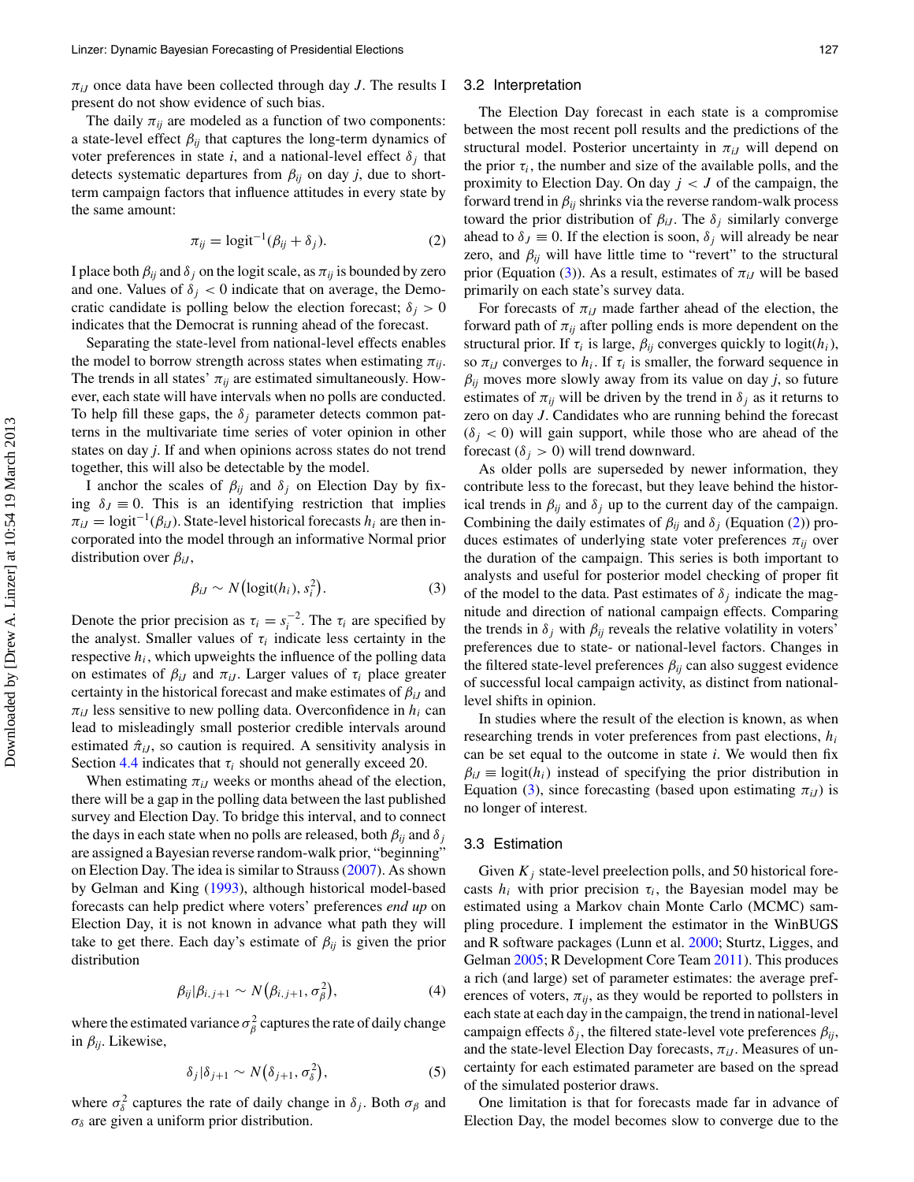$\pi_{iJ}$ once data have been collected through day $J$. The results I present do not show evidence of such bias.

The daily $\pi_{ij}$ are modeled as a function of two components: a state-level effect $\beta_{ij}$ that captures the long-term dynamics of voter preferences in state $i$, and a national-level effect $\delta_j$ that detects systematic departures from $\beta_{ij}$ on day $j$, due to short-term campaign factors that influence attitudes in every state by the same amount:

$$\pi_{ij} = \text{logit}^{-1}(\beta_{ij} + \delta_j). \tag{2}$$

I place both $\beta_{ij}$ and $\delta_j$ on the logit scale, as $\pi_{ij}$ is bounded by zero and one. Values of $\delta_j < 0$ indicate that on average, the Democratic candidate is polling below the election forecast; $\delta_j > 0$ indicates that the Democrat is running ahead of the forecast.

Separating the state-level from national-level effects enables the model to borrow strength across states when estimating $\pi_{ij}$. The trends in all states' $\pi_{ij}$ are estimated simultaneously. However, each state will have intervals when no polls are conducted. To help fill these gaps, the $\delta_j$ parameter detects common patterns in the multivariate time series of voter opinion in other states on day $j$. If and when opinions across states do not trend together, this will also be detectable by the model.

I anchor the scales of $\beta_{ij}$ and $\delta_j$ on Election Day by fixing $\delta_J \equiv 0$. This is an identifying restriction that implies $\pi_{iJ} = \text{logit}^{-1}(\beta_{iJ})$. State-level historical forecasts $h_i$ are then incorporated into the model through an informative Normal prior distribution over $\beta_{iJ}$,

$$\beta_{iJ} \sim N\big(\text{logit}(h_i), s_i^2\big). \tag{3}$$

Denote the prior precision as $\tau_i = s_i^{-2}$. The $\tau_i$ are specified by the analyst. Smaller values of $\tau_i$ indicate less certainty in the respective $h_i$, which upweights the influence of the polling data on estimates of $\beta_{iJ}$ and $\pi_{iJ}$. Larger values of $\tau_i$ place greater certainty in the historical forecast and make estimates of $\beta_{iJ}$ and $\pi_{iJ}$ less sensitive to new polling data. Overconfidence in $h_i$ can lead to misleadingly small posterior credible intervals around estimated $\hat{\pi}_{iJ}$, so caution is required. A sensitivity analysis in Section 4.4 indicates that $\tau_i$ should not generally exceed 20.

When estimating $\pi_{iJ}$ weeks or months ahead of the election, there will be a gap in the polling data between the last published survey and Election Day. To bridge this interval, and to connect the days in each state when no polls are released, both $\beta_{ij}$ and $\delta_j$ are assigned a Bayesian reverse random-walk prior, "beginning" on Election Day. The idea is similar to Strauss (2007). As shown by Gelman and King (1993), although historical model-based forecasts can help predict where voters' preferences *end up* on Election Day, it is not known in advance what path they will take to get there. Each day's estimate of $\beta_{ij}$ is given the prior distribution

$$\beta_{ij} | \beta_{i,j+1} \sim N\big(\beta_{i,j+1}, \sigma_\beta^2\big), \tag{4}$$

where the estimated variance $\sigma_\beta^2$ captures the rate of daily change in $\beta_{ij}$. Likewise,

$$\delta_j | \delta_{j+1} \sim N\big(\delta_{j+1}, \sigma_\delta^2\big), \tag{5}$$

where $\sigma_\delta^2$ captures the rate of daily change in $\delta_j$. Both $\sigma_\beta$ and $\sigma_\delta$ are given a uniform prior distribution.

## 3.2 Interpretation

The Election Day forecast in each state is a compromise between the most recent poll results and the predictions of the structural model. Posterior uncertainty in $\pi_{iJ}$ will depend on the prior $\tau_i$, the number and size of the available polls, and the proximity to Election Day. On day $j < J$ of the campaign, the forward trend in $\beta_{ij}$ shrinks via the reverse random-walk process toward the prior distribution of $\beta_{iJ}$. The $\delta_j$ similarly converge ahead to $\delta_J \equiv 0$. If the election is soon, $\delta_j$ will already be near zero, and $\beta_{ij}$ will have little time to "revert" to the structural prior (Equation (3)). As a result, estimates of $\pi_{iJ}$ will be based primarily on each state's survey data.

For forecasts of $\pi_{iJ}$ made farther ahead of the election, the forward path of $\pi_{ij}$ after polling ends is more dependent on the structural prior. If $\tau_i$ is large, $\beta_{ij}$ converges quickly to $\text{logit}(h_i)$, so $\pi_{iJ}$ converges to $h_i$. If $\tau_i$ is smaller, the forward sequence in $\beta_{ij}$ moves more slowly away from its value on day $j$, so future estimates of $\pi_{ij}$ will be driven by the trend in $\delta_j$ as it returns to zero on day $J$. Candidates who are running behind the forecast ($\delta_j < 0$) will gain support, while those who are ahead of the forecast ($\delta_j > 0$) will trend downward.

As older polls are superseded by newer information, they contribute less to the forecast, but they leave behind the historical trends in $\beta_{ij}$ and $\delta_j$ up to the current day of the campaign. Combining the daily estimates of $\beta_{ij}$ and $\delta_j$ (Equation (2)) produces estimates of underlying state voter preferences $\pi_{ij}$ over the duration of the campaign. This series is both important to analysts and useful for posterior model checking of proper fit of the model to the data. Past estimates of $\delta_j$ indicate the magnitude and direction of national campaign effects. Comparing the trends in $\delta_j$ with $\beta_{ij}$ reveals the relative volatility in voters' preferences due to state- or national-level factors. Changes in the filtered state-level preferences $\beta_{ij}$ can also suggest evidence of successful local campaign activity, as distinct from national-level shifts in opinion.

In studies where the result of the election is known, as when researching trends in voter preferences from past elections, $h_i$ can be set equal to the outcome in state $i$. We would then fix $\beta_{iJ} \equiv \text{logit}(h_i)$ instead of specifying the prior distribution in Equation (3), since forecasting (based upon estimating $\pi_{iJ}$) is no longer of interest.

## 3.3 Estimation

Given $K_j$ state-level preelection polls, and 50 historical forecasts $h_i$ with prior precision $\tau_i$, the Bayesian model may be estimated using a Markov chain Monte Carlo (MCMC) sampling procedure. I implement the estimator in the WinBUGS and R software packages (Lunn et al. 2000; Sturtz, Ligges, and Gelman 2005; R Development Core Team 2011). This produces a rich (and large) set of parameter estimates: the average preferences of voters, $\pi_{ij}$, as they would be reported to pollsters in each state at each day in the campaign, the trend in national-level campaign effects $\delta_j$, the filtered state-level vote preferences $\beta_{ij}$, and the state-level Election Day forecasts, $\pi_{iJ}$. Measures of uncertainty for each estimated parameter are based on the spread of the simulated posterior draws.

One limitation is that for forecasts made far in advance of Election Day, the model becomes slow to converge due to the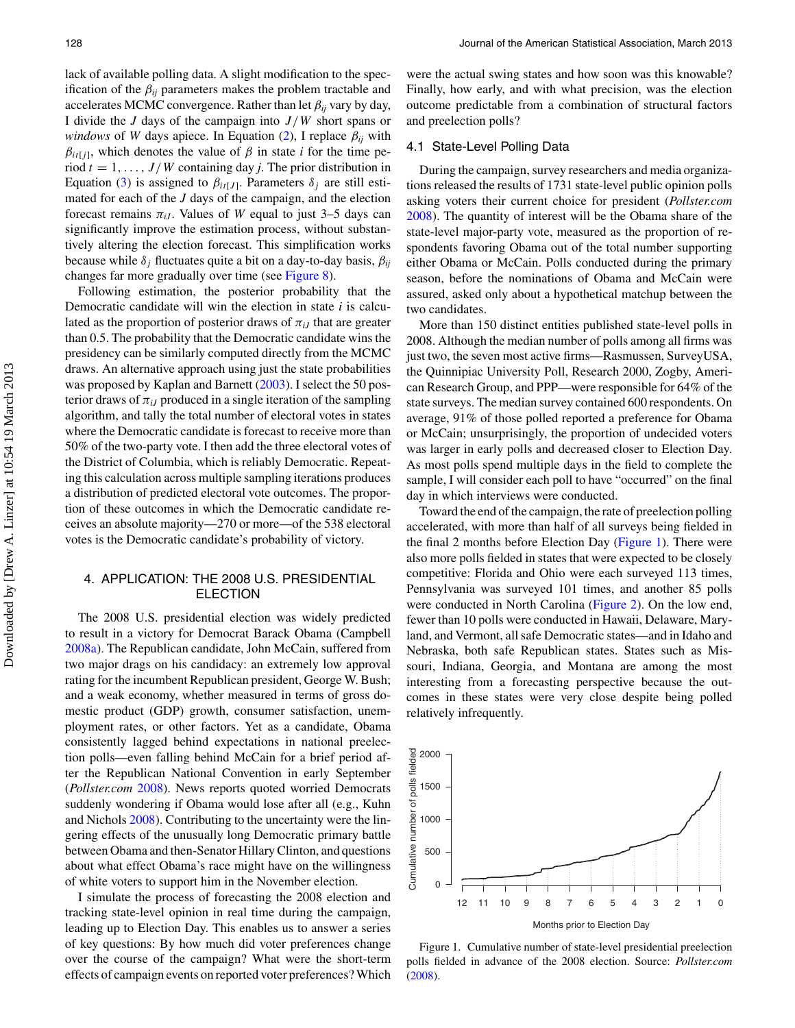lack of available polling data. A slight modification to the specification of the $\beta_{ij}$ parameters makes the problem tractable and accelerates MCMC convergence. Rather than let $\beta_{ij}$ vary by day, I divide the $J$ days of the campaign into $J/W$ short spans or *windows* of $W$ days apiece. In Equation (2), I replace $\beta_{ij}$ with $\beta_{it[j]}$, which denotes the value of $\beta$ in state $i$ for the time period $t = 1, \ldots, J/W$ containing day $j$. The prior distribution in Equation (3) is assigned to $\beta_{it[J]}$. Parameters $\delta_j$ are still estimated for each of the $J$ days of the campaign, and the election forecast remains $\pi_{iJ}$. Values of $W$ equal to just 3–5 days can significantly improve the estimation process, without substantively altering the election forecast. This simplification works because while $\delta_j$ fluctuates quite a bit on a day-to-day basis, $\beta_{ij}$ changes far more gradually over time (see Figure 8).

Following estimation, the posterior probability that the Democratic candidate will win the election in state $i$ is calculated as the proportion of posterior draws of $\pi_{iJ}$ that are greater than 0.5. The probability that the Democratic candidate wins the presidency can be similarly computed directly from the MCMC draws. An alternative approach using just the state probabilities was proposed by Kaplan and Barnett (2003). I select the 50 posterior draws of $\pi_{iJ}$ produced in a single iteration of the sampling algorithm, and tally the total number of electoral votes in states where the Democratic candidate is forecast to receive more than 50% of the two-party vote. I then add the three electoral votes of the District of Columbia, which is reliably Democratic. Repeating this calculation across multiple sampling iterations produces a distribution of predicted electoral vote outcomes. The proportion of these outcomes in which the Democratic candidate receives an absolute majority—270 or more—of the 538 electoral votes is the Democratic candidate's probability of victory.

## 4. APPLICATION: THE 2008 U.S. PRESIDENTIAL ELECTION

The 2008 U.S. presidential election was widely predicted to result in a victory for Democrat Barack Obama (Campbell 2008a). The Republican candidate, John McCain, suffered from two major drags on his candidacy: an extremely low approval rating for the incumbent Republican president, George W. Bush; and a weak economy, whether measured in terms of gross domestic product (GDP) growth, consumer satisfaction, unemployment rates, or other factors. Yet as a candidate, Obama consistently lagged behind expectations in national preelection polls—even falling behind McCain for a brief period after the Republican National Convention in early September (*Pollster.com* 2008). News reports quoted worried Democrats suddenly wondering if Obama would lose after all (e.g., Kuhn and Nichols 2008). Contributing to the uncertainty were the lingering effects of the unusually long Democratic primary battle between Obama and then-Senator Hillary Clinton, and questions about what effect Obama's race might have on the willingness of white voters to support him in the November election.

I simulate the process of forecasting the 2008 election and tracking state-level opinion in real time during the campaign, leading up to Election Day. This enables us to answer a series of key questions: By how much did voter preferences change over the course of the campaign? What were the short-term effects of campaign events on reported voter preferences? Which were the actual swing states and how soon was this knowable? Finally, how early, and with what precision, was the election outcome predictable from a combination of structural factors and preelection polls?

### 4.1 State-Level Polling Data

During the campaign, survey researchers and media organizations released the results of 1731 state-level public opinion polls asking voters their current choice for president (*Pollster.com* 2008). The quantity of interest will be the Obama share of the state-level major-party vote, measured as the proportion of respondents favoring Obama out of the total number supporting either Obama or McCain. Polls conducted during the primary season, before the nominations of Obama and McCain were assured, asked only about a hypothetical matchup between the two candidates.

More than 150 distinct entities published state-level polls in 2008. Although the median number of polls among all firms was just two, the seven most active firms—Rasmussen, SurveyUSA, the Quinnipiac University Poll, Research 2000, Zogby, American Research Group, and PPP—were responsible for 64% of the state surveys. The median survey contained 600 respondents. On average, 91% of those polled reported a preference for Obama or McCain; unsurprisingly, the proportion of undecided voters was larger in early polls and decreased closer to Election Day. As most polls spend multiple days in the field to complete the sample, I will consider each poll to have "occurred" on the final day in which interviews were conducted.

Toward the end of the campaign, the rate of preelection polling accelerated, with more than half of all surveys being fielded in the final 2 months before Election Day (Figure 1). There were also more polls fielded in states that were expected to be closely competitive: Florida and Ohio were each surveyed 113 times, Pennsylvania was surveyed 101 times, and another 85 polls were conducted in North Carolina (Figure 2). On the low end, fewer than 10 polls were conducted in Hawaii, Delaware, Maryland, and Vermont, all safe Democratic states—and in Idaho and Nebraska, both safe Republican states. States such as Missouri, Indiana, Georgia, and Montana are among the most interesting from a forecasting perspective because the outcomes in these states were very close despite being polled relatively infrequently.

Figure 1. Cumulative number of state-level presidential preelection polls fielded in advance of the 2008 election. Source: *Pollster.com* (2008).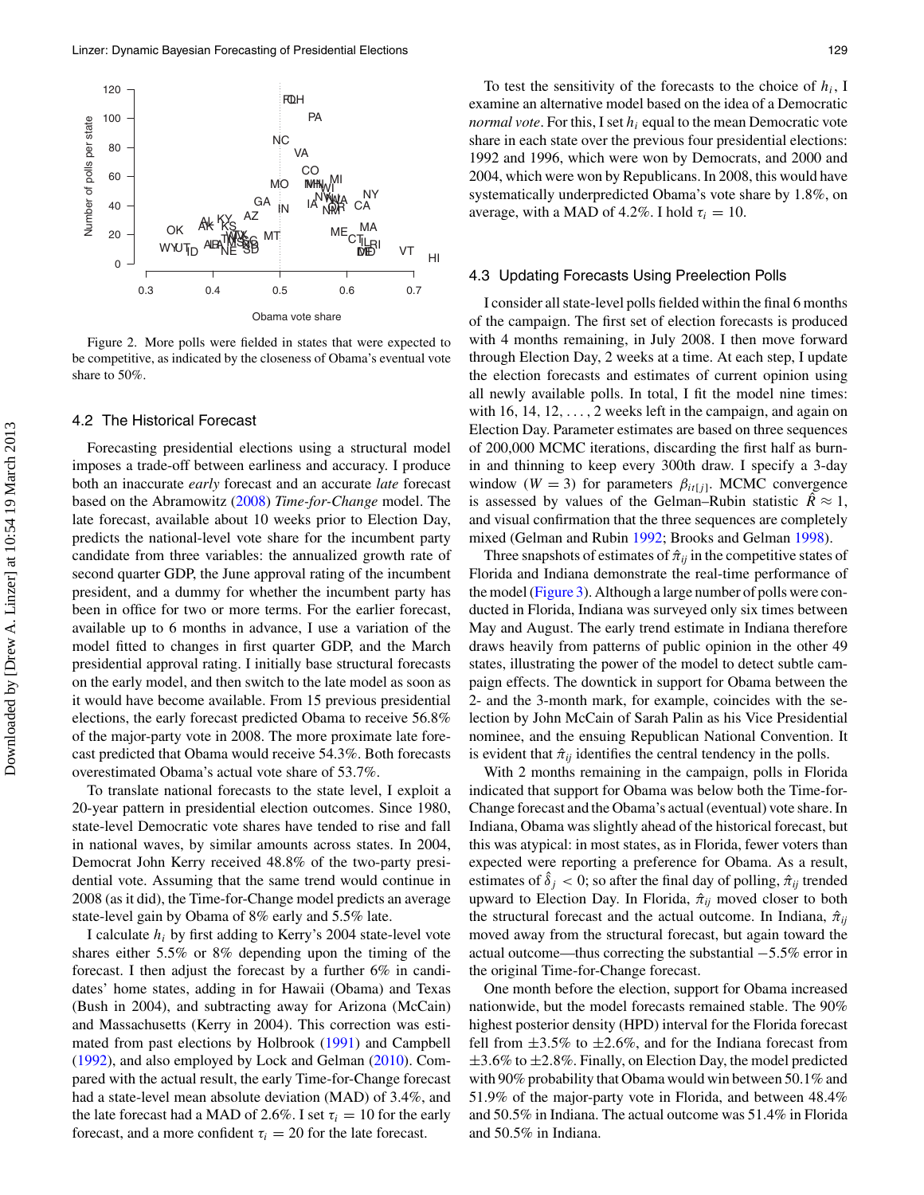Figure 2. More polls were fielded in states that were expected to be competitive, as indicated by the closeness of Obama's eventual vote share to 50%.

### 4.2 The Historical Forecast

Forecasting presidential elections using a structural model imposes a trade-off between earliness and accuracy. I produce both an inaccurate *early* forecast and an accurate *late* forecast based on the Abramowitz (2008) *Time-for-Change* model. The late forecast, available about 10 weeks prior to Election Day, predicts the national-level vote share for the incumbent party candidate from three variables: the annualized growth rate of second quarter GDP, the June approval rating of the incumbent president, and a dummy for whether the incumbent party has been in office for two or more terms. For the earlier forecast, available up to 6 months in advance, I use a variation of the model fitted to changes in first quarter GDP, and the March presidential approval rating. I initially base structural forecasts on the early model, and then switch to the late model as soon as it would have become available. From 15 previous presidential elections, the early forecast predicted Obama to receive 56.8% of the major-party vote in 2008. The more proximate late forecast predicted that Obama would receive 54.3%. Both forecasts overestimated Obama's actual vote share of 53.7%.

To translate national forecasts to the state level, I exploit a 20-year pattern in presidential election outcomes. Since 1980, state-level Democratic vote shares have tended to rise and fall in national waves, by similar amounts across states. In 2004, Democrat John Kerry received 48.8% of the two-party presidential vote. Assuming that the same trend would continue in 2008 (as it did), the Time-for-Change model predicts an average state-level gain by Obama of 8% early and 5.5% late.

I calculate $h_i$ by first adding to Kerry's 2004 state-level vote shares either 5.5% or 8% depending upon the timing of the forecast. I then adjust the forecast by a further 6% in candidates' home states, adding in for Hawaii (Obama) and Texas (Bush in 2004), and subtracting away for Arizona (McCain) and Massachusetts (Kerry in 2004). This correction was estimated from past elections by Holbrook (1991) and Campbell (1992), and also employed by Lock and Gelman (2010). Compared with the actual result, the early Time-for-Change forecast had a state-level mean absolute deviation (MAD) of 3.4%, and the late forecast had a MAD of 2.6%. I set $\tau_i = 10$ for the early forecast, and a more confident $\tau_i = 20$ for the late forecast.

To test the sensitivity of the forecasts to the choice of $h_i$, I examine an alternative model based on the idea of a Democratic *normal vote*. For this, I set $h_i$ equal to the mean Democratic vote share in each state over the previous four presidential elections: 1992 and 1996, which were won by Democrats, and 2000 and 2004, which were won by Republicans. In 2008, this would have systematically underpredicted Obama's vote share by 1.8%, on average, with a MAD of 4.2%. I hold $\tau_i = 10$.

### 4.3 Updating Forecasts Using Preelection Polls

I consider all state-level polls fielded within the final 6 months of the campaign. The first set of election forecasts is produced with 4 months remaining, in July 2008. I then move forward through Election Day, 2 weeks at a time. At each step, I update the election forecasts and estimates of current opinion using all newly available polls. In total, I fit the model nine times: with 16, 14, 12, ..., 2 weeks left in the campaign, and again on Election Day. Parameter estimates are based on three sequences of 200,000 MCMC iterations, discarding the first half as burn-in and thinning to keep every 300th draw. I specify a 3-day window ($W = 3$) for parameters $\beta_{it[j]}$. MCMC convergence is assessed by values of the Gelman–Rubin statistic $\hat{R} \approx 1$, and visual confirmation that the three sequences are completely mixed (Gelman and Rubin 1992; Brooks and Gelman 1998).

Three snapshots of estimates of $\hat{\pi}_{ij}$ in the competitive states of Florida and Indiana demonstrate the real-time performance of the model (Figure 3). Although a large number of polls were conducted in Florida, Indiana was surveyed only six times between May and August. The early trend estimate in Indiana therefore draws heavily from patterns of public opinion in the other 49 states, illustrating the power of the model to detect subtle campaign effects. The downtick in support for Obama between the 2- and the 3-month mark, for example, coincides with the selection by John McCain of Sarah Palin as his Vice Presidential nominee, and the ensuing Republican National Convention. It is evident that $\hat{\pi}_{ij}$ identifies the central tendency in the polls.

With 2 months remaining in the campaign, polls in Florida indicated that support for Obama was below both the Time-for-Change forecast and the Obama's actual (eventual) vote share. In Indiana, Obama was slightly ahead of the historical forecast, but this was atypical: in most states, as in Florida, fewer voters than expected were reporting a preference for Obama. As a result, estimates of $\hat{\delta}_j < 0$; so after the final day of polling, $\hat{\pi}_{ij}$ trended upward to Election Day. In Florida, $\hat{\pi}_{ij}$ moved closer to both the structural forecast and the actual outcome. In Indiana, $\hat{\pi}_{ij}$ moved away from the structural forecast, but again toward the actual outcome—thus correcting the substantial −5.5% error in the original Time-for-Change forecast.

One month before the election, support for Obama increased nationwide, but the model forecasts remained stable. The 90% highest posterior density (HPD) interval for the Florida forecast fell from ±3.5% to ±2.6%, and for the Indiana forecast from ±3.6% to ±2.8%. Finally, on Election Day, the model predicted with 90% probability that Obama would win between 50.1% and 51.9% of the major-party vote in Florida, and between 48.4% and 50.5% in Indiana. The actual outcome was 51.4% in Florida and 50.5% in Indiana.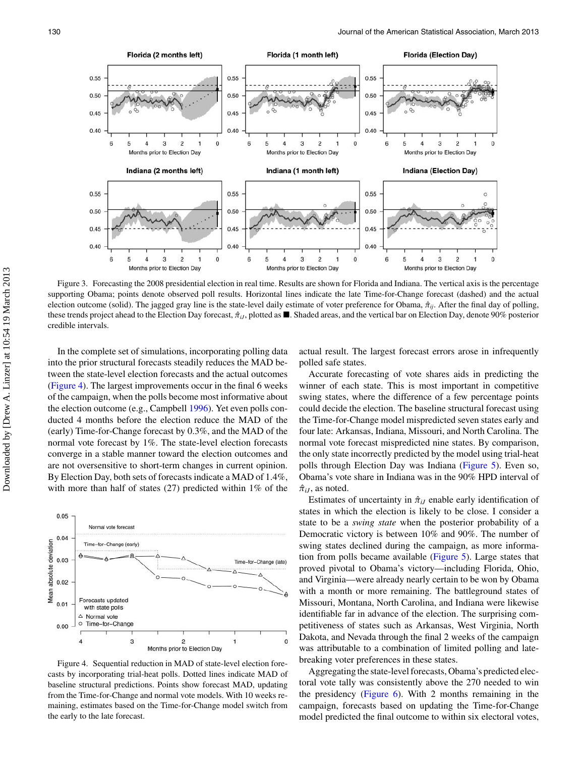Figure 3. Forecasting the 2008 presidential election in real time. Results are shown for Florida and Indiana. The vertical axis is the percentage supporting Obama; points denote observed poll results. Horizontal lines indicate the late Time-for-Change forecast (dashed) and the actual election outcome (solid). The jagged gray line is the state-level daily estimate of voter preference for Obama, $\hat{\pi}_{ij}$. After the final day of polling, these trends project ahead to the Election Day forecast, $\hat{\pi}_{iJ}$, plotted as ■. Shaded areas, and the vertical bar on Election Day, denote 90% posterior credible intervals.

In the complete set of simulations, incorporating polling data into the prior structural forecasts steadily reduces the MAD between the state-level election forecasts and the actual outcomes (Figure 4). The largest improvements occur in the final 6 weeks of the campaign, when the polls become most informative about the election outcome (e.g., Campbell 1996). Yet even polls conducted 4 months before the election reduce the MAD of the (early) Time-for-Change forecast by 0.3%, and the MAD of the normal vote forecast by 1%. The state-level election forecasts converge in a stable manner toward the election outcomes and are not oversensitive to short-term changes in current opinion. By Election Day, both sets of forecasts indicate a MAD of 1.4%, with more than half of states (27) predicted within 1% of the actual result. The largest forecast errors arose in infrequently polled safe states.

Figure 4. Sequential reduction in MAD of state-level election forecasts by incorporating trial-heat polls. Dotted lines indicate MAD of baseline structural predictions. Points show forecast MAD, updating from the Time-for-Change and normal vote models. With 10 weeks remaining, estimates based on the Time-for-Change model switch from the early to the late forecast.

Accurate forecasting of vote shares aids in predicting the winner of each state. This is most important in competitive swing states, where the difference of a few percentage points could decide the election. The baseline structural forecast using the Time-for-Change model mispredicted seven states early and four late: Arkansas, Indiana, Missouri, and North Carolina. The normal vote forecast mispredicted nine states. By comparison, the only state incorrectly predicted by the model using trial-heat polls through Election Day was Indiana (Figure 5). Even so, Obama's vote share in Indiana was in the 90% HPD interval of $\hat{\pi}_{iJ}$, as noted.

Estimates of uncertainty in $\hat{\pi}_{iJ}$ enable early identification of states in which the election is likely to be close. I consider a state to be a *swing state* when the posterior probability of a Democratic victory is between 10% and 90%. The number of swing states declined during the campaign, as more information from polls became available (Figure 5). Large states that proved pivotal to Obama's victory—including Florida, Ohio, and Virginia—were already nearly certain to be won by Obama with a month or more remaining. The battleground states of Missouri, Montana, North Carolina, and Indiana were likewise identifiable far in advance of the election. The surprising competitiveness of states such as Arkansas, West Virginia, North Dakota, and Nevada through the final 2 weeks of the campaign was attributable to a combination of limited polling and late-breaking voter preferences in these states.

Aggregating the state-level forecasts, Obama's predicted electoral vote tally was consistently above the 270 needed to win the presidency (Figure 6). With 2 months remaining in the campaign, forecasts based on updating the Time-for-Change model predicted the final outcome to within six electoral votes,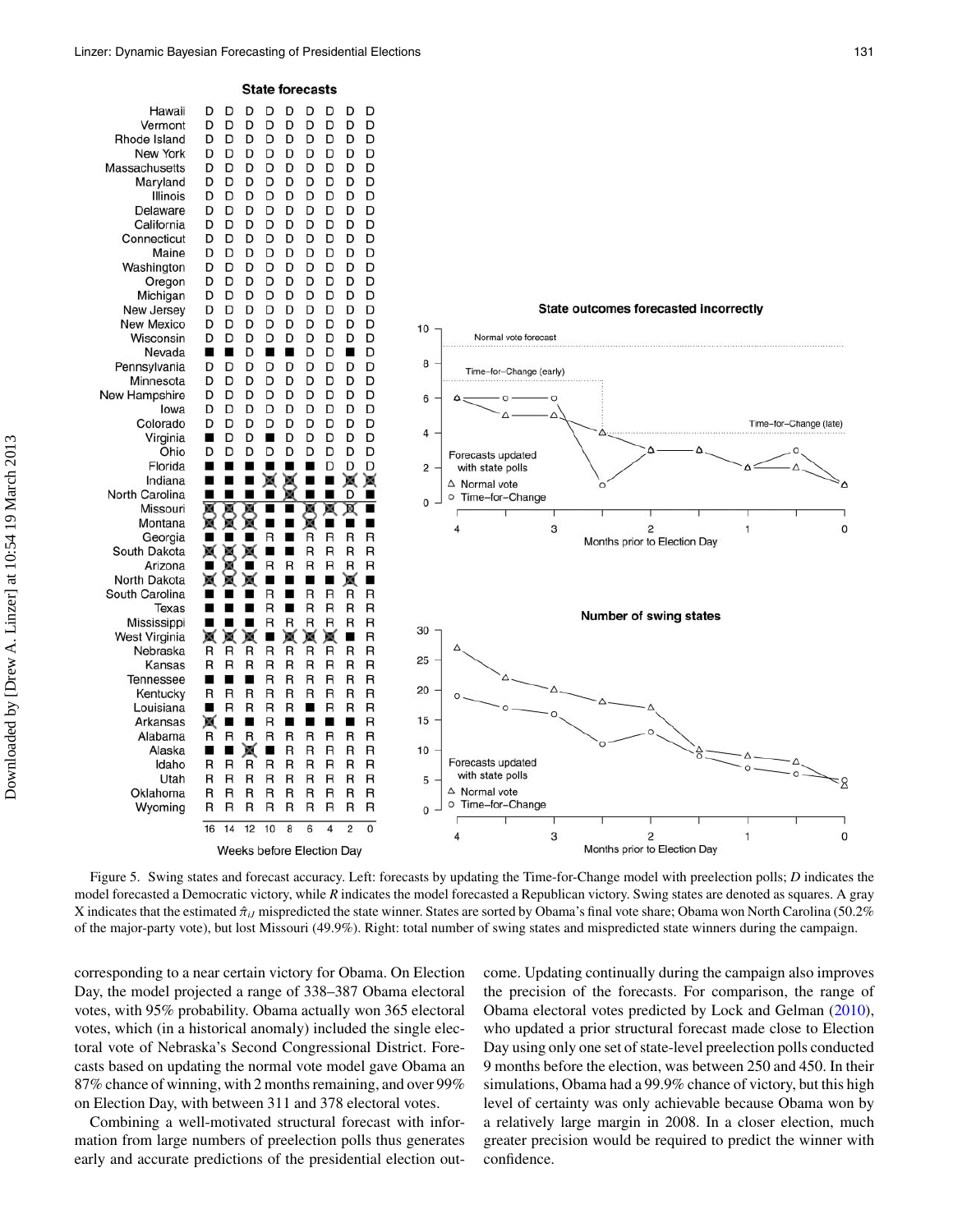Figure 5. Swing states and forecast accuracy. Left: forecasts by updating the Time-for-Change model with preelection polls; *D* indicates the model forecasted a Democratic victory, while *R* indicates the model forecasted a Republican victory. Swing states are denoted as squares. A gray X indicates that the estimated $\hat{\pi}_{iJ}$ mispredicted the state winner. States are sorted by Obama's final vote share; Obama won North Carolina (50.2% of the major-party vote), but lost Missouri (49.9%). Right: total number of swing states and mispredicted state winners during the campaign.

corresponding to a near certain victory for Obama. On Election Day, the model projected a range of 338–387 Obama electoral votes, with 95% probability. Obama actually won 365 electoral votes, which (in a historical anomaly) included the single electoral vote of Nebraska's Second Congressional District. Forecasts based on updating the normal vote model gave Obama an 87% chance of winning, with 2 months remaining, and over 99% on Election Day, with between 311 and 378 electoral votes.

Combining a well-motivated structural forecast with information from large numbers of preelection polls thus generates early and accurate predictions of the presidential election outcome. Updating continually during the campaign also improves the precision of the forecasts. For comparison, the range of Obama electoral votes predicted by Lock and Gelman (2010), who updated a prior structural forecast made close to Election Day using only one set of state-level preelection polls conducted 9 months before the election, was between 250 and 450. In their simulations, Obama had a 99.9% chance of victory, but this high level of certainty was only achievable because Obama won by a relatively large margin in 2008. In a closer election, much greater precision would be required to predict the winner with confidence.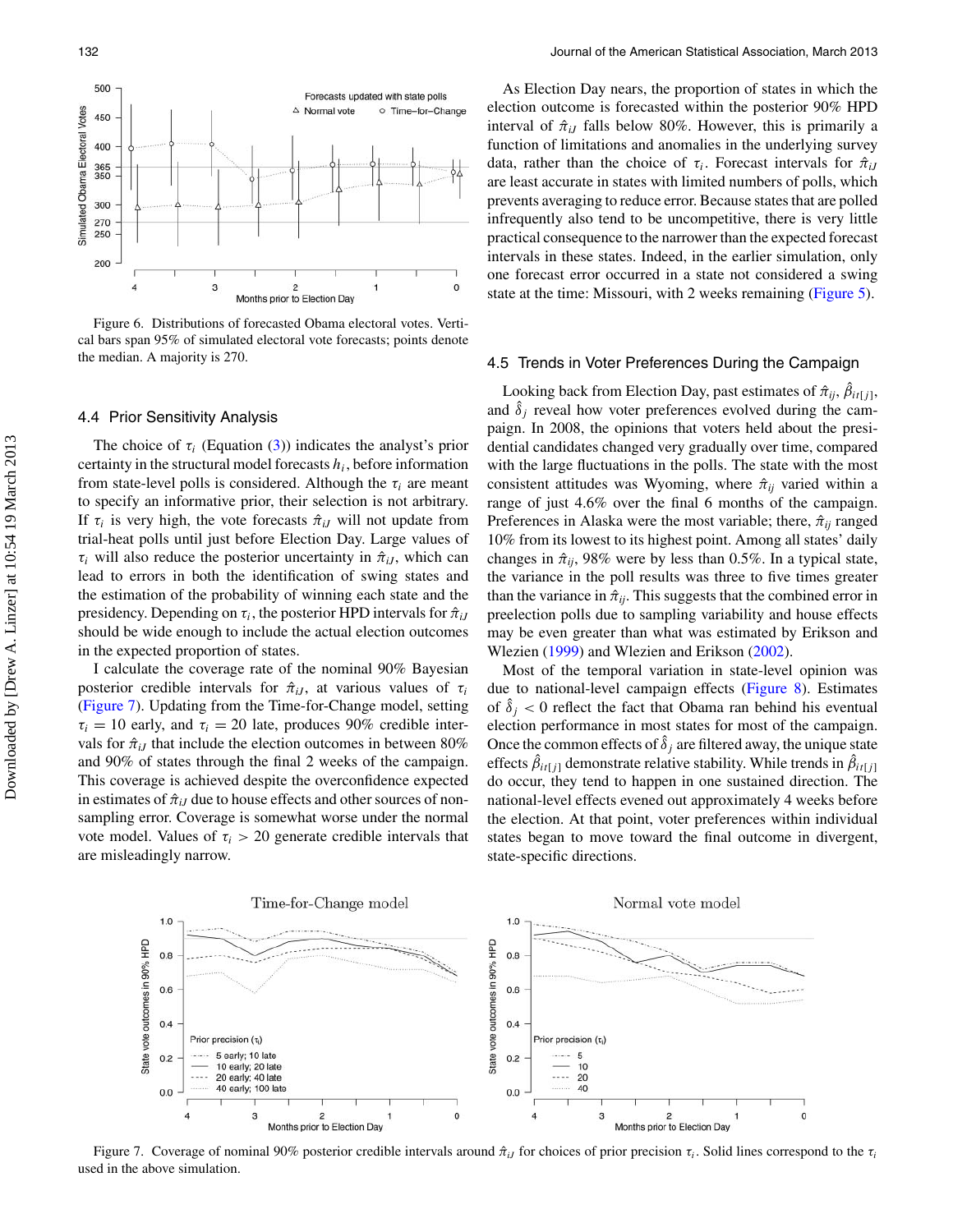Figure 6. Distributions of forecasted Obama electoral votes. Vertical bars span 95% of simulated electoral vote forecasts; points denote the median. A majority is 270.

## 4.4 Prior Sensitivity Analysis

The choice of $\tau_i$ (Equation (3)) indicates the analyst's prior certainty in the structural model forecasts $h_i$, before information from state-level polls is considered. Although the $\tau_i$ are meant to specify an informative prior, their selection is not arbitrary. If $\tau_i$ is very high, the vote forecasts $\hat{\pi}_{iJ}$ will not update from trial-heat polls until just before Election Day. Large values of $\tau_i$ will also reduce the posterior uncertainty in $\hat{\pi}_{iJ}$, which can lead to errors in both the identification of swing states and the estimation of the probability of winning each state and the presidency. Depending on $\tau_i$, the posterior HPD intervals for $\hat{\pi}_{iJ}$ should be wide enough to include the actual election outcomes in the expected proportion of states.

I calculate the coverage rate of the nominal 90% Bayesian posterior credible intervals for $\hat{\pi}_{iJ}$, at various values of $\tau_i$ (Figure 7). Updating from the Time-for-Change model, setting $\tau_i = 10$ early, and $\tau_i = 20$ late, produces 90% credible intervals for $\hat{\pi}_{iJ}$ that include the election outcomes in between 80% and 90% of states through the final 2 weeks of the campaign. This coverage is achieved despite the overconfidence expected in estimates of $\hat{\pi}_{iJ}$ due to house effects and other sources of nonsampling error. Coverage is somewhat worse under the normal vote model. Values of $\tau_i > 20$ generate credible intervals that are misleadingly narrow.

As Election Day nears, the proportion of states in which the election outcome is forecasted within the posterior 90% HPD interval of $\hat{\pi}_{iJ}$ falls below 80%. However, this is primarily a function of limitations and anomalies in the underlying survey data, rather than the choice of $\tau_i$. Forecast intervals for $\hat{\pi}_{iJ}$ are least accurate in states with limited numbers of polls, which prevents averaging to reduce error. Because states that are polled infrequently also tend to be uncompetitive, there is very little practical consequence to the narrower than the expected forecast intervals in these states. Indeed, in the earlier simulation, only one forecast error occurred in a state not considered a swing state at the time: Missouri, with 2 weeks remaining (Figure 5).

## 4.5 Trends in Voter Preferences During the Campaign

Looking back from Election Day, past estimates of $\hat{\pi}_{ij}$, $\hat{\beta}_{it[j]}$, and $\hat{\delta}_j$ reveal how voter preferences evolved during the campaign. In 2008, the opinions that voters held about the presidential candidates changed very gradually over time, compared with the large fluctuations in the polls. The state with the most consistent attitudes was Wyoming, where $\hat{\pi}_{ij}$ varied within a range of just 4.6% over the final 6 months of the campaign. Preferences in Alaska were the most variable; there, $\hat{\pi}_{ij}$ ranged 10% from its lowest to its highest point. Among all states' daily changes in $\hat{\pi}_{ij}$, 98% were by less than 0.5%. In a typical state, the variance in the poll results was three to five times greater than the variance in $\hat{\pi}_{ij}$. This suggests that the combined error in preelection polls due to sampling variability and house effects may be even greater than what was estimated by Erikson and Wlezien (1999) and Wlezien and Erikson (2002).

Most of the temporal variation in state-level opinion was due to national-level campaign effects (Figure 8). Estimates of $\hat{\delta}_j < 0$ reflect the fact that Obama ran behind his eventual election performance in most states for most of the campaign. Once the common effects of $\hat{\delta}_j$ are filtered away, the unique state effects $\hat{\beta}_{it[j]}$ demonstrate relative stability. While trends in $\hat{\beta}_{it[j]}$ do occur, they tend to happen in one sustained direction. The national-level effects evened out approximately 4 weeks before the election. At that point, voter preferences within individual states began to move toward the final outcome in divergent, state-specific directions.

Figure 7. Coverage of nominal 90% posterior credible intervals around $\hat{\pi}_{iJ}$ for choices of prior precision $\tau_i$. Solid lines correspond to the $\tau_i$ used in the above simulation.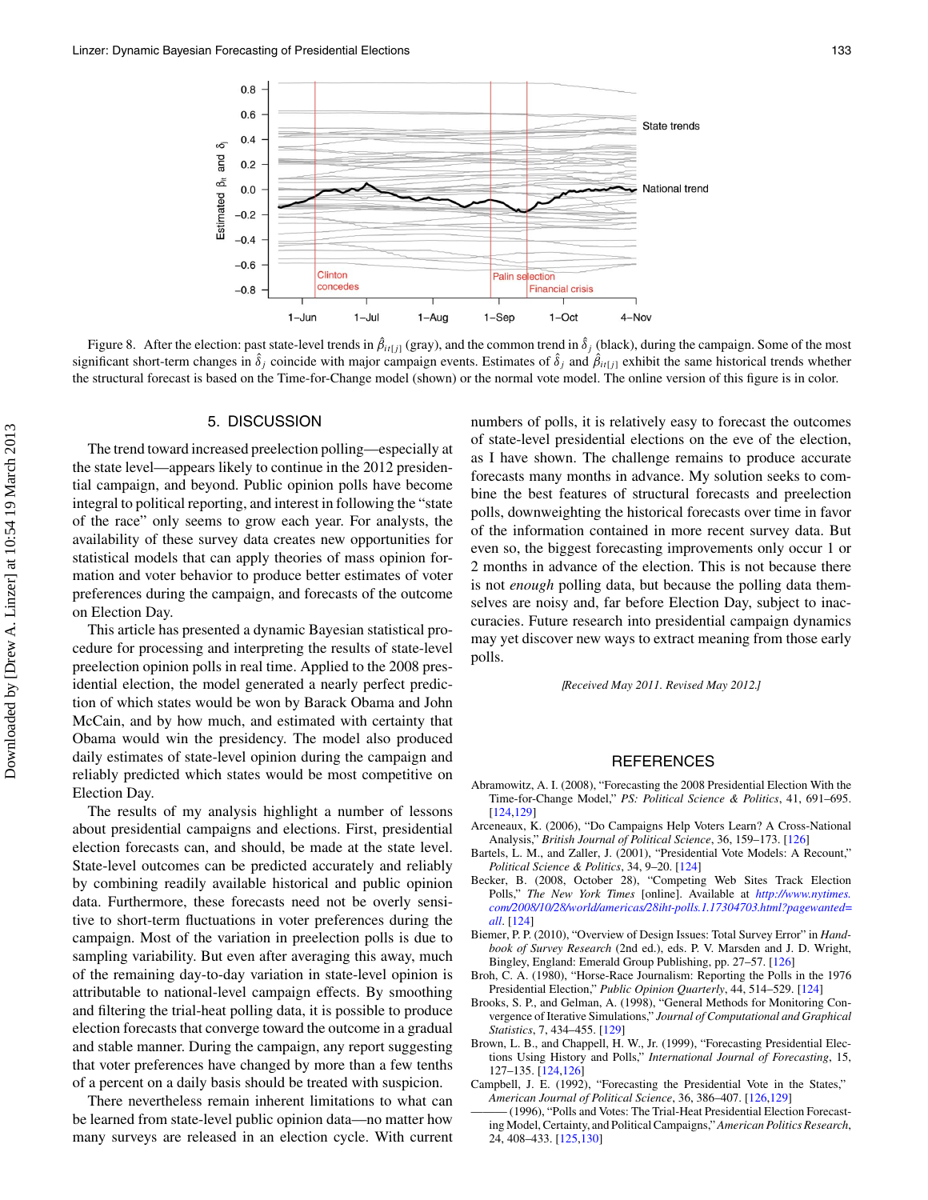0.8
0.6
0.4
0.2
0.0
−0.2
−0.4
−0.6
−0.8

Estimated $\beta_{it}$ and $\delta_j$

State trends

National trend

Clinton concedes

Palin selection

Financial crisis

1–Jun 1–Jul 1–Aug 1–Sep 1–Oct 4–Nov

Figure 8. After the election: past state-level trends in $\hat{\beta}_{it[j]}$ (gray), and the common trend in $\hat{\delta}_j$ (black), during the campaign. Some of the most significant short-term changes in $\hat{\delta}_j$ coincide with major campaign events. Estimates of $\hat{\delta}_j$ and $\hat{\beta}_{it[j]}$ exhibit the same historical trends whether the structural forecast is based on the Time-for-Change model (shown) or the normal vote model. The online version of this figure is in color.

## 5. DISCUSSION

The trend toward increased preelection polling—especially at the state level—appears likely to continue in the 2012 presidential campaign, and beyond. Public opinion polls have become integral to political reporting, and interest in following the "state of the race" only seems to grow each year. For analysts, the availability of these survey data creates new opportunities for statistical models that can apply theories of mass opinion formation and voter behavior to produce better estimates of voter preferences during the campaign, and forecasts of the outcome on Election Day.

This article has presented a dynamic Bayesian statistical procedure for processing and interpreting the results of state-level preelection opinion polls in real time. Applied to the 2008 presidential election, the model generated a nearly perfect prediction of which states would be won by Barack Obama and John McCain, and by how much, and estimated with certainty that Obama would win the presidency. The model also produced daily estimates of state-level opinion during the campaign and reliably predicted which states would be most competitive on Election Day.

The results of my analysis highlight a number of lessons about presidential campaigns and elections. First, presidential election forecasts can, and should, be made at the state level. State-level outcomes can be predicted accurately and reliably by combining readily available historical and public opinion data. Furthermore, these forecasts need not be overly sensitive to short-term fluctuations in voter preferences during the campaign. Most of the variation in preelection polls is due to sampling variability. But even after averaging this away, much of the remaining day-to-day variation in state-level opinion is attributable to national-level campaign effects. By smoothing and filtering the trial-heat polling data, it is possible to produce election forecasts that converge toward the outcome in a gradual and stable manner. During the campaign, any report suggesting that voter preferences have changed by more than a few tenths of a percent on a daily basis should be treated with suspicion.

There nevertheless remain inherent limitations to what can be learned from state-level public opinion data—no matter how many surveys are released in an election cycle. With current numbers of polls, it is relatively easy to forecast the outcomes of state-level presidential elections on the eve of the election, as I have shown. The challenge remains to produce accurate forecasts many months in advance. My solution seeks to combine the best features of structural forecasts and preelection polls, downweighting the historical forecasts over time in favor of the information contained in more recent survey data. But even so, the biggest forecasting improvements only occur 1 or 2 months in advance of the election. This is not because there is not *enough* polling data, but because the polling data themselves are noisy and, far before Election Day, subject to inaccuracies. Future research into presidential campaign dynamics may yet discover new ways to extract meaning from those early polls.

*[Received May 2011. Revised May 2012.]*

## REFERENCES

Abramowitz, A. I. (2008), "Forecasting the 2008 Presidential Election With the Time-for-Change Model," *PS: Political Science & Politics*, 41, 691–695. [124,129]

Arceneaux, K. (2006), "Do Campaigns Help Voters Learn? A Cross-National Analysis," *British Journal of Political Science*, 36, 159–173. [126]

Bartels, L. M., and Zaller, J. (2001), "Presidential Vote Models: A Recount," *Political Science & Politics*, 34, 9–20. [124]

Becker, B. (2008, October 28), "Competing Web Sites Track Election Polls," *The New York Times* [online]. Available at *http://www.nytimes.com/2008/10/28/world/americas/28iht-polls.1.17304703.html?pagewanted=all*. [124]

Biemer, P. P. (2010), "Overview of Design Issues: Total Survey Error" in *Handbook of Survey Research* (2nd ed.), eds. P. V. Marsden and J. D. Wright, Bingley, England: Emerald Group Publishing, pp. 27–57. [126]

Broh, C. A. (1980), "Horse-Race Journalism: Reporting the Polls in the 1976 Presidential Election," *Public Opinion Quarterly*, 44, 514–529. [124]

Brooks, S. P., and Gelman, A. (1998), "General Methods for Monitoring Convergence of Iterative Simulations," *Journal of Computational and Graphical Statistics*, 7, 434–455. [129]

Brown, L. B., and Chappell, H. W., Jr. (1999), "Forecasting Presidential Elections Using History and Polls," *International Journal of Forecasting*, 15, 127–135. [124,126]

Campbell, J. E. (1992), "Forecasting the Presidential Vote in the States," *American Journal of Political Science*, 36, 386–407. [126,129]

——— (1996), "Polls and Votes: The Trial-Heat Presidential Election Forecasting Model, Certainty, and Political Campaigns," *American Politics Research*, 24, 408–433. [125,130]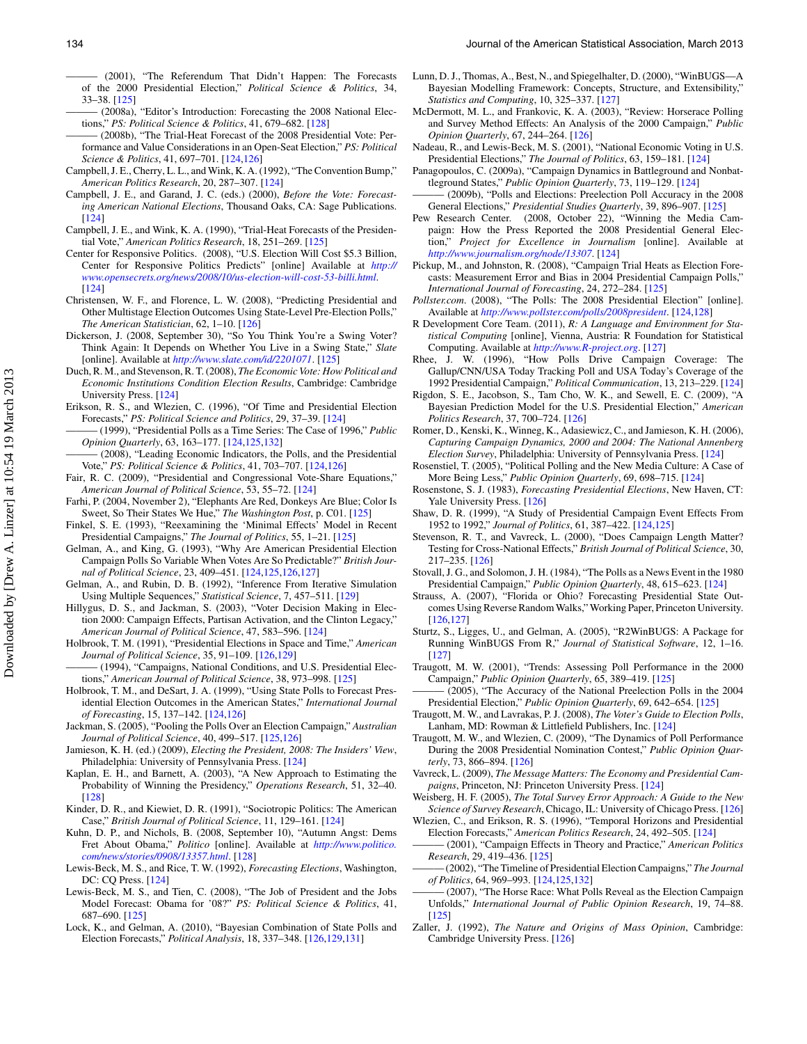——— (2001), "The Referendum That Didn't Happen: The Forecasts of the 2000 Presidential Election," *Political Science & Politics*, 34, 33–38. [125]

——— (2008a), "Editor's Introduction: Forecasting the 2008 National Elections," *PS: Political Science & Politics*, 41, 679–682. [128]

——— (2008b), "The Trial-Heat Forecast of the 2008 Presidential Vote: Performance and Value Considerations in an Open-Seat Election," *PS: Political Science & Politics*, 41, 697–701. [124,126]

Campbell, J. E., Cherry, L. L., and Wink, K. A. (1992), "The Convention Bump," *American Politics Research*, 20, 287–307. [124]

Campbell, J. E., and Garand, J. C. (eds.) (2000), *Before the Vote: Forecasting American National Elections*, Thousand Oaks, CA: Sage Publications. [124]

Campbell, J. E., and Wink, K. A. (1990), "Trial-Heat Forecasts of the Presidential Vote," *American Politics Research*, 18, 251–269. [125]

Center for Responsive Politics. (2008), "U.S. Election Will Cost $5.3 Billion, Center for Responsive Politics Predicts" [online] Available at *http://www.opensecrets.org/news/2008/10/us-election-will-cost-53-billi.html*. [124]

Christensen, W. F., and Florence, L. W. (2008), "Predicting Presidential and Other Multistage Election Outcomes Using State-Level Pre-Election Polls," *The American Statistician*, 62, 1–10. [126]

Dickerson, J. (2008, September 30), "So You Think You're a Swing Voter? Think Again: It Depends on Whether You Live in a Swing State," *Slate* [online]. Available at *http://www.slate.com/id/2201071*. [125]

Duch, R. M., and Stevenson, R. T. (2008), *The Economic Vote: How Political and Economic Institutions Condition Election Results*, Cambridge: Cambridge University Press. [124]

Erikson, R. S., and Wlezien, C. (1996), "Of Time and Presidential Election Forecasts," *PS: Political Science and Politics*, 29, 37–39. [124]

——— (1999), "Presidential Polls as a Time Series: The Case of 1996," *Public Opinion Quarterly*, 63, 163–177. [124,125,132]

——— (2008), "Leading Economic Indicators, the Polls, and the Presidential Vote," *PS: Political Science & Politics*, 41, 703–707. [124,126]

Fair, R. C. (2009), "Presidential and Congressional Vote-Share Equations," *American Journal of Political Science*, 53, 55–72. [124]

Farhi, P. (2004, November 2), "Elephants Are Red, Donkeys Are Blue; Color Is Sweet, So Their States We Hue," *The Washington Post*, p. C01. [125]

Finkel, S. E. (1993), "Reexamining the 'Minimal Effects' Model in Recent Presidential Campaigns," *The Journal of Politics*, 55, 1–21. [125]

Gelman, A., and King, G. (1993), "Why Are American Presidential Election Campaign Polls So Variable When Votes Are So Predictable?" *British Journal of Political Science*, 23, 409–451. [124,125,126,127]

Gelman, A., and Rubin, D. B. (1992), "Inference From Iterative Simulation Using Multiple Sequences," *Statistical Science*, 7, 457–511. [129]

Hillygus, D. S., and Jackman, S. (2003), "Voter Decision Making in Election 2000: Campaign Effects, Partisan Activation, and the Clinton Legacy," *American Journal of Political Science*, 47, 583–596. [124]

Holbrook, T. M. (1991), "Presidential Elections in Space and Time," *American Journal of Political Science*, 35, 91–109. [126,129]

——— (1994), "Campaigns, National Conditions, and U.S. Presidential Elections," *American Journal of Political Science*, 38, 973–998. [125]

Holbrook, T. M., and DeSart, J. A. (1999), "Using State Polls to Forecast Presidential Election Outcomes in the American States," *International Journal of Forecasting*, 15, 137–142. [124,126]

Jackman, S. (2005), "Pooling the Polls Over an Election Campaign," *Australian Journal of Political Science*, 40, 499–517. [125,126]

Jamieson, K. H. (ed.) (2009), *Electing the President, 2008: The Insiders' View*, Philadelphia: University of Pennsylvania Press. [124]

Kaplan, E. H., and Barnett, A. (2003), "A New Approach to Estimating the Probability of Winning the Presidency," *Operations Research*, 51, 32–40. [128]

Kinder, D. R., and Kiewiet, D. R. (1991), "Sociotropic Politics: The American Case," *British Journal of Political Science*, 11, 129–161. [124]

Kuhn, D. P., and Nichols, B. (2008, September 10), "Autumn Angst: Dems Fret About Obama," *Politico* [online]. Available at *http://www.politico.com/news/stories/0908/13357.html*. [128]

Lewis-Beck, M. S., and Rice, T. W. (1992), *Forecasting Elections*, Washington, DC: CQ Press. [124]

Lewis-Beck, M. S., and Tien, C. (2008), "The Job of President and the Jobs Model Forecast: Obama for '08?" *PS: Political Science & Politics*, 41, 687–690. [125]

Lock, K., and Gelman, A. (2010), "Bayesian Combination of State Polls and Election Forecasts," *Political Analysis*, 18, 337–348. [126,129,131]

Lunn, D. J., Thomas, A., Best, N., and Spiegelhalter, D. (2000), "WinBUGS—A Bayesian Modelling Framework: Concepts, Structure, and Extensibility," *Statistics and Computing*, 10, 325–337. [127]

McDermott, M. L., and Frankovic, K. A. (2003), "Review: Horserace Polling and Survey Method Effects: An Analysis of the 2000 Campaign," *Public Opinion Quarterly*, 67, 244–264. [126]

Nadeau, R., and Lewis-Beck, M. S. (2001), "National Economic Voting in U.S. Presidential Elections," *The Journal of Politics*, 63, 159–181. [124]

Panagopoulos, C. (2009a), "Campaign Dynamics in Battleground and Nonbattleground States," *Public Opinion Quarterly*, 73, 119–129. [124]

——— (2009b), "Polls and Elections: Preelection Poll Accuracy in the 2008 General Elections," *Presidential Studies Quarterly*, 39, 896–907. [125]

Pew Research Center. (2008, October 22), "Winning the Media Campaign: How the Press Reported the 2008 Presidential General Election," *Project for Excellence in Journalism* [online]. Available at *http://www.journalism.org/node/13307*. [124]

Pickup, M., and Johnston, R. (2008), "Campaign Trial Heats as Election Forecasts: Measurement Error and Bias in 2004 Presidential Campaign Polls," *International Journal of Forecasting*, 24, 272–284. [125]

*Pollster.com*. (2008), "The Polls: The 2008 Presidential Election" [online]. Available at *http://www.pollster.com/polls/2008president*. [124,128]

R Development Core Team. (2011), *R: A Language and Environment for Statistical Computing* [online], Vienna, Austria: R Foundation for Statistical Computing. Available at *http://www.R-project.org*. [127]

Rhee, J. W. (1996), "How Polls Drive Campaign Coverage: The Gallup/CNN/USA Today Tracking Poll and USA Today's Coverage of the 1992 Presidential Campaign," *Political Communication*, 13, 213–229. [124]

Rigdon, S. E., Jacobson, S., Tam Cho, W. K., and Sewell, E. C. (2009), "A Bayesian Prediction Model for the U.S. Presidential Election," *American Politics Research*, 37, 700–724. [126]

Romer, D., Kenski, K., Winneg, K., Adasiewicz, C., and Jamieson, K. H. (2006), *Capturing Campaign Dynamics, 2000 and 2004: The National Annenberg Election Survey*, Philadelphia: University of Pennsylvania Press. [124]

Rosenstiel, T. (2005), "Political Polling and the New Media Culture: A Case of More Being Less," *Public Opinion Quarterly*, 69, 698–715. [124]

Rosenstone, S. J. (1983), *Forecasting Presidential Elections*, New Haven, CT: Yale University Press. [126]

Shaw, D. R. (1999), "A Study of Presidential Campaign Event Effects From 1952 to 1992," *Journal of Politics*, 61, 387–422. [124,125]

Stevenson, R. T., and Vavreck, L. (2000), "Does Campaign Length Matter? Testing for Cross-National Effects," *British Journal of Political Science*, 30, 217–235. [126]

Stovall, J. G., and Solomon, J. H. (1984), "The Polls as a News Event in the 1980 Presidential Campaign," *Public Opinion Quarterly*, 48, 615–623. [124]

Strauss, A. (2007), "Florida or Ohio? Forecasting Presidential State Outcomes Using Reverse Random Walks," Working Paper, Princeton University. [126,127]

Sturtz, S., Ligges, U., and Gelman, A. (2005), "R2WinBUGS: A Package for Running WinBUGS From R," *Journal of Statistical Software*, 12, 1–16. [127]

Traugott, M. W. (2001), "Trends: Assessing Poll Performance in the 2000 Campaign," *Public Opinion Quarterly*, 65, 389–419. [125]

——— (2005), "The Accuracy of the National Preelection Polls in the 2004 Presidential Election," *Public Opinion Quarterly*, 69, 642–654. [125]

Traugott, M. W., and Lavrakas, P. J. (2008), *The Voter's Guide to Election Polls*, Lanham, MD: Rowman & Littlefield Publishers, Inc. [124]

Traugott, M. W., and Wlezien, C. (2009), "The Dynamics of Poll Performance During the 2008 Presidential Nomination Contest," *Public Opinion Quarterly*, 73, 866–894. [126]

Vavreck, L. (2009), *The Message Matters: The Economy and Presidential Campaigns*, Princeton, NJ: Princeton University Press. [124]

Weisberg, H. F. (2005), *The Total Survey Error Approach: A Guide to the New Science of Survey Research*, Chicago, IL: University of Chicago Press. [126]

Wlezien, C., and Erikson, R. S. (1996), "Temporal Horizons and Presidential Election Forecasts," *American Politics Research*, 24, 492–505. [124]

——— (2001), "Campaign Effects in Theory and Practice," *American Politics Research*, 29, 419–436. [125]

——— (2002), "The Timeline of Presidential Election Campaigns," *The Journal of Politics*, 64, 969–993. [124,125,132]

——— (2007), "The Horse Race: What Polls Reveal as the Election Campaign Unfolds," *International Journal of Public Opinion Research*, 19, 74–88. [125]

Zaller, J. (1992), *The Nature and Origins of Mass Opinion*, Cambridge: Cambridge University Press. [126]